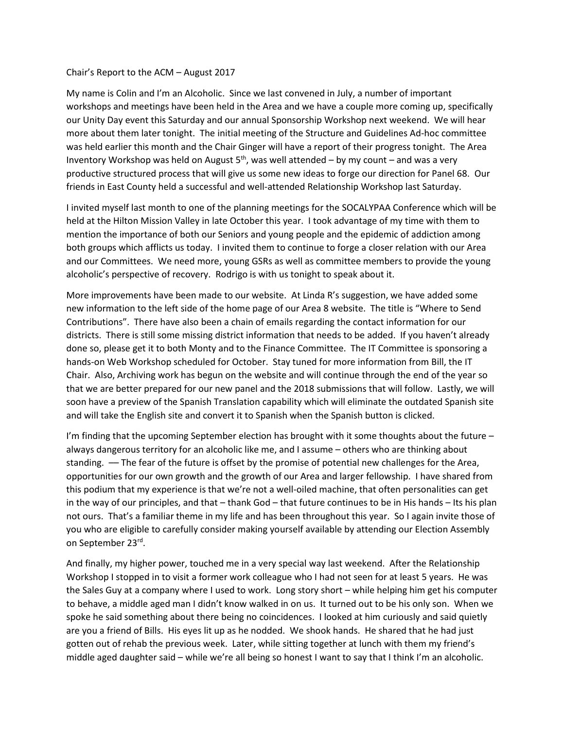Chair's Report to the ACM – August 2017

My name is Colin and I'm an Alcoholic. Since we last convened in July, a number of important workshops and meetings have been held in the Area and we have a couple more coming up, specifically our Unity Day event this Saturday and our annual Sponsorship Workshop next weekend. We will hear more about them later tonight. The initial meeting of the Structure and Guidelines Ad-hoc committee was held earlier this month and the Chair Ginger will have a report of their progress tonight. The Area Inventory Workshop was held on August 5th, was well attended – by my count – and was a very productive structured process that will give us some new ideas to forge our direction for Panel 68. Our friends in East County held a successful and well-attended Relationship Workshop last Saturday.

I invited myself last month to one of the planning meetings for the SOCALYPAA Conference which will be held at the Hilton Mission Valley in late October this year. I took advantage of my time with them to mention the importance of both our Seniors and young people and the epidemic of addiction among both groups which afflicts us today. I invited them to continue to forge a closer relation with our Area and our Committees. We need more, young GSRs as well as committee members to provide the young alcoholic's perspective of recovery. Rodrigo is with us tonight to speak about it.

More improvements have been made to our website. At Linda R's suggestion, we have added some new information to the left side of the home page of our Area 8 website. The title is "Where to Send Contributions". There have also been a chain of emails regarding the contact information for our districts. There is still some missing district information that needs to be added. If you haven't already done so, please get it to both Monty and to the Finance Committee. The IT Committee is sponsoring a hands-on Web Workshop scheduled for October. Stay tuned for more information from Bill, the IT Chair. Also, Archiving work has begun on the website and will continue through the end of the year so that we are better prepared for our new panel and the 2018 submissions that will follow. Lastly, we will soon have a preview of the Spanish Translation capability which will eliminate the outdated Spanish site and will take the English site and convert it to Spanish when the Spanish button is clicked.

I'm finding that the upcoming September election has brought with it some thoughts about the future – always dangerous territory for an alcoholic like me, and I assume – others who are thinking about standing. –– The fear of the future is offset by the promise of potential new challenges for the Area, opportunities for our own growth and the growth of our Area and larger fellowship. I have shared from this podium that my experience is that we're not a well-oiled machine, that often personalities can get in the way of our principles, and that – thank God – that future continues to be in His hands – Its his plan not ours. That's a familiar theme in my life and has been throughout this year. So I again invite those of you who are eligible to carefully consider making yourself available by attending our Election Assembly on September 23rd.

And finally, my higher power, touched me in a very special way last weekend. After the Relationship Workshop I stopped in to visit a former work colleague who I had not seen for at least 5 years. He was the Sales Guy at a company where I used to work. Long story short – while helping him get his computer to behave, a middle aged man I didn't know walked in on us. It turned out to be his only son. When we spoke he said something about there being no coincidences. I looked at him curiously and said quietly are you a friend of Bills. His eyes lit up as he nodded. We shook hands. He shared that he had just gotten out of rehab the previous week. Later, while sitting together at lunch with them my friend's middle aged daughter said – while we're all being so honest I want to say that I think I'm an alcoholic.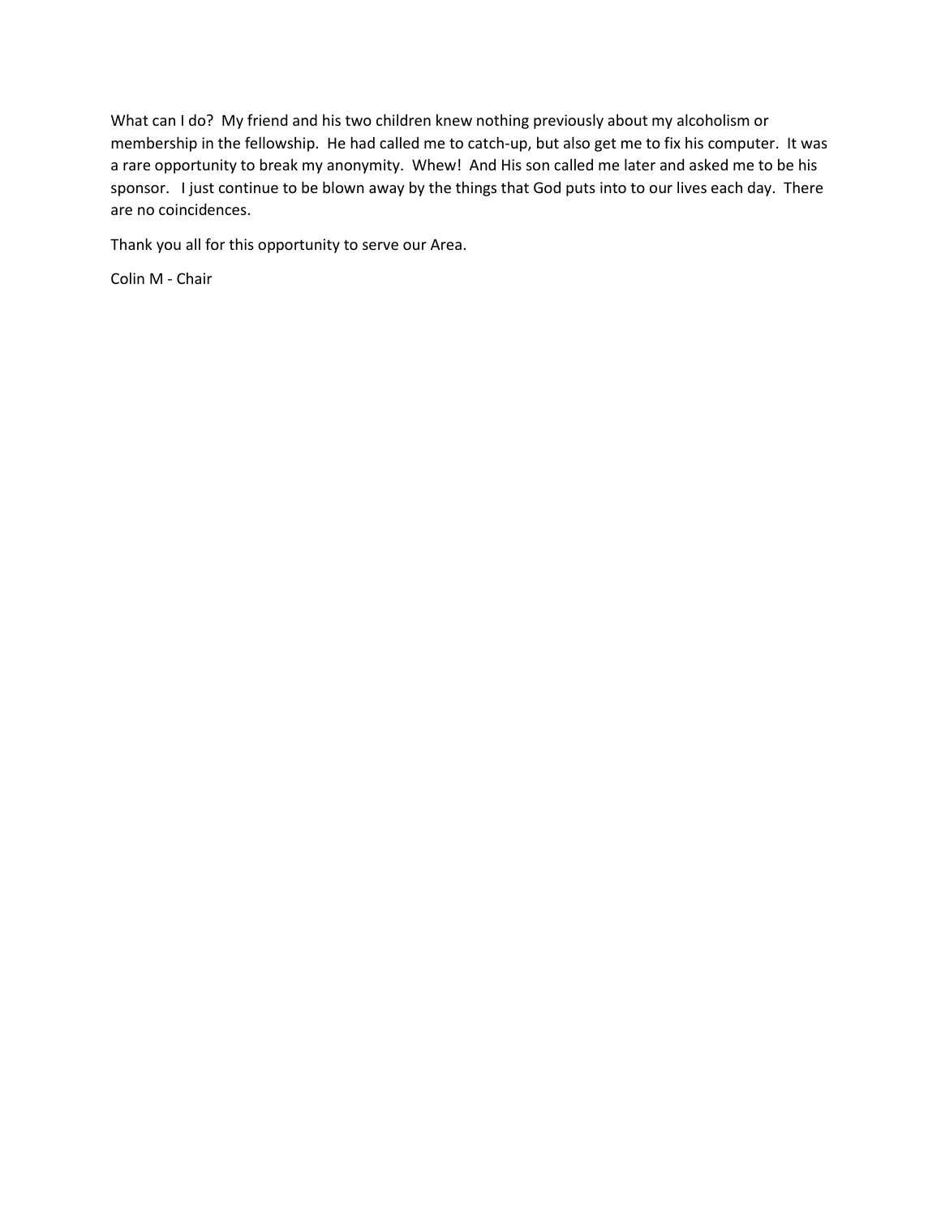What can I do? My friend and his two children knew nothing previously about my alcoholism or membership in the fellowship. He had called me to catch-up, but also get me to fix his computer. It was a rare opportunity to break my anonymity. Whew! And His son called me later and asked me to be his sponsor. I just continue to be blown away by the things that God puts into to our lives each day. There are no coincidences.

Thank you all for this opportunity to serve our Area.

Colin M - Chair